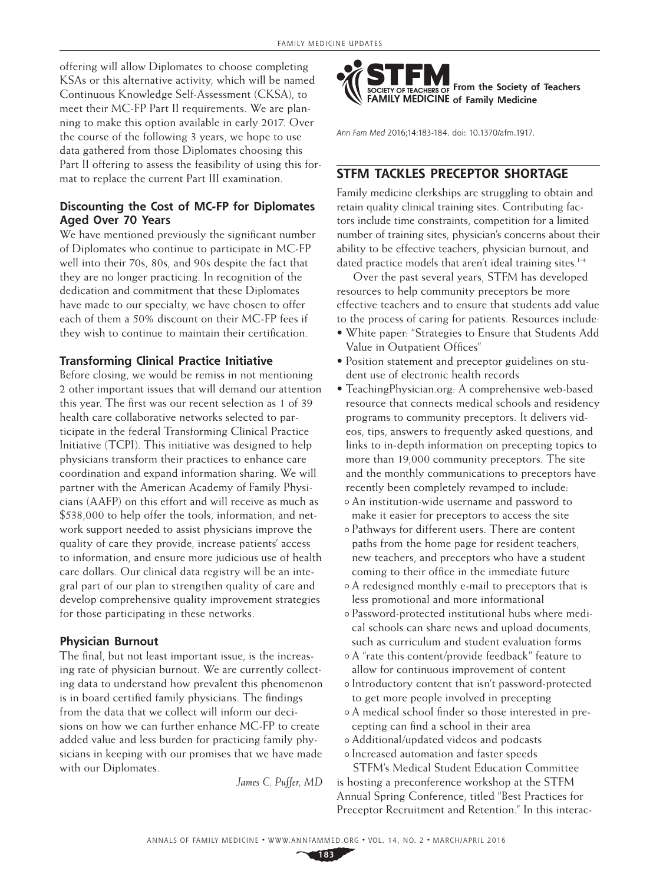offering will allow Diplomates to choose completing KSAs or this alternative activity, which will be named Continuous Knowledge Self-Assessment (CKSA), to meet their MC-FP Part II requirements. We are planning to make this option available in early 2017. Over the course of the following 3 years, we hope to use data gathered from those Diplomates choosing this Part II offering to assess the feasibility of using this format to replace the current Part III examination.

### Discounting the Cost of MC-FP for Diplomates Aged Over 70 Years

We have mentioned previously the significant number of Diplomates who continue to participate in MC-FP well into their 70s, 80s, and 90s despite the fact that they are no longer practicing. In recognition of the dedication and commitment that these Diplomates have made to our specialty, we have chosen to offer each of them a 50% discount on their MC-FP fees if they wish to continue to maintain their certification.

### Transforming Clinical Practice Initiative

Before closing, we would be remiss in not mentioning 2 other important issues that will demand our attention this year. The first was our recent selection as 1 of 39 health care collaborative networks selected to participate in the federal Transforming Clinical Practice Initiative (TCPI). This initiative was designed to help physicians transform their practices to enhance care coordination and expand information sharing. We will partner with the American Academy of Family Physicians (AAFP) on this effort and will receive as much as $538,000 to help offer the tools, information, and network support needed to assist physicians improve the quality of care they provide, increase patients' access to information, and ensure more judicious use of health care dollars. Our clinical data registry will be an integral part of our plan to strengthen quality of care and develop comprehensive quality improvement strategies for those participating in these networks.

### Physician Burnout

The final, but not least important issue, is the increasing rate of physician burnout. We are currently collecting data to understand how prevalent this phenomenon is in board certified family physicians. The findings from the data that we collect will inform our decisions on how we can further enhance MC-FP to create added value and less burden for practicing family physicians in keeping with our promises that we have made with our Diplomates.

*James C. Puffer, MD*

**STFM SOCIETY OF TEACHERS OF FAMILY MEDICINE From the Society of Teachers of Family Medicine**

*Ann Fam Med* 2016;14:183-184. doi: 10.1370/afm.1917.

## STFM TACKLES PRECEPTOR SHORTAGE

Family medicine clerkships are struggling to obtain and retain quality clinical training sites. Contributing factors include time constraints, competition for a limited number of training sites, physician's concerns about their ability to be effective teachers, physician burnout, and dated practice models that aren't ideal training sites.[1-4]

Over the past several years, STFM has developed resources to help community preceptors be more effective teachers and to ensure that students add value to the process of caring for patients. Resources include:

- White paper: "Strategies to Ensure that Students Add Value in Outpatient Offices"
- Position statement and preceptor guidelines on student use of electronic health records
- TeachingPhysician.org: A comprehensive web-based resource that connects medical schools and residency programs to community preceptors. It delivers videos, tips, answers to frequently asked questions, and links to in-depth information on precepting topics to more than 19,000 community preceptors. The site and the monthly communications to preceptors have recently been completely revamped to include:
  - An institution-wide username and password to make it easier for preceptors to access the site
  - Pathways for different users. There are content paths from the home page for resident teachers, new teachers, and preceptors who have a student coming to their office in the immediate future
  - A redesigned monthly e-mail to preceptors that is less promotional and more informational
  - Password-protected institutional hubs where medical schools can share news and upload documents, such as curriculum and student evaluation forms
  - A "rate this content/provide feedback" feature to allow for continuous improvement of content
  - Introductory content that isn't password-protected to get more people involved in precepting
  - A medical school finder so those interested in precepting can find a school in their area
  - Additional/updated videos and podcasts
  - Increased automation and faster speeds

STFM's Medical Student Education Committee is hosting a preconference workshop at the STFM Annual Spring Conference, titled "Best Practices for Preceptor Recruitment and Retention." In this interac-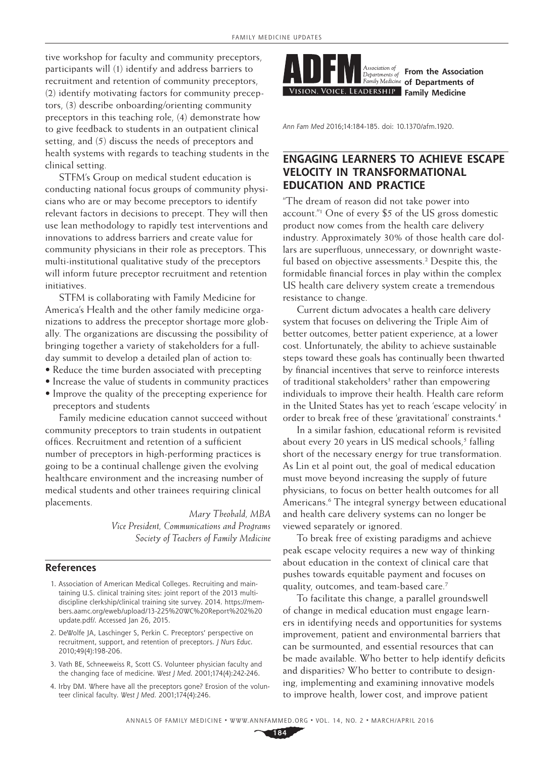tive workshop for faculty and community preceptors, participants will (1) identify and address barriers to recruitment and retention of community preceptors, (2) identify motivating factors for community preceptors, (3) describe onboarding/orienting community preceptors in this teaching role, (4) demonstrate how to give feedback to students in an outpatient clinical setting, and (5) discuss the needs of preceptors and health systems with regards to teaching students in the clinical setting.

STFM's Group on medical student education is conducting national focus groups of community physicians who are or may become preceptors to identify relevant factors in decisions to precept. They will then use lean methodology to rapidly test interventions and innovations to address barriers and create value for community physicians in their role as preceptors. This multi-institutional qualitative study of the preceptors will inform future preceptor recruitment and retention initiatives.

STFM is collaborating with Family Medicine for America's Health and the other family medicine organizations to address the preceptor shortage more globally. The organizations are discussing the possibility of bringing together a variety of stakeholders for a full-day summit to develop a detailed plan of action to:

- Reduce the time burden associated with precepting
- Increase the value of students in community practices
- Improve the quality of the precepting experience for preceptors and students

Family medicine education cannot succeed without community preceptors to train students in outpatient offices. Recruitment and retention of a sufficient number of preceptors in high-performing practices is going to be a continual challenge given the evolving healthcare environment and the increasing number of medical students and other trainees requiring clinical placements.

*Mary Theobald, MBA*
*Vice President, Communications and Programs*
*Society of Teachers of Family Medicine*

## References

1. Association of American Medical Colleges. Recruiting and maintaining U.S. clinical training sites: joint report of the 2013 multi-discipline clerkship/clinical training site survey. 2014. https://members.aamc.org/eweb/upload/13-225%20WC%20Report%202%20update.pdf/. Accessed Jan 26, 2015.
2. DeWolfe JA, Laschinger S, Perkin C. Preceptors' perspective on recruitment, support, and retention of preceptors. *J Nurs Educ.* 2010;49(4):198-206.
3. Vath BE, Schneeweiss R, Scott CS. Volunteer physician faculty and the changing face of medicine. *West J Med.* 2001;174(4):242-246.
4. Irby DM. Where have all the preceptors gone? Erosion of the volunteer clinical faculty. *West J Med.* 2001;174(4):246.

**ADFM** Association of Departments of Family Medicine — VISION. VOICE. LEADERSHIP

**From the Association of Departments of Family Medicine**

*Ann Fam Med* 2016;14:184-185. doi: 10.1370/afm.1920.

## ENGAGING LEARNERS TO ACHIEVE ESCAPE VELOCITY IN TRANSFORMATIONAL EDUCATION AND PRACTICE

"The dream of reason did not take power into account."[1] One of every $5 of the US gross domestic product now comes from the health care delivery industry. Approximately 30% of those health care dollars are superfluous, unnecessary, or downright wasteful based on objective assessments.[2] Despite this, the formidable financial forces in play within the complex US health care delivery system create a tremendous resistance to change.

Current dictum advocates a health care delivery system that focuses on delivering the Triple Aim of better outcomes, better patient experience, at a lower cost. Unfortunately, the ability to achieve sustainable steps toward these goals has continually been thwarted by financial incentives that serve to reinforce interests of traditional stakeholders[3] rather than empowering individuals to improve their health. Health care reform in the United States has yet to reach 'escape velocity' in order to break free of these 'gravitational' constraints.[4]

In a similar fashion, educational reform is revisited about every 20 years in US medical schools,[5] falling short of the necessary energy for true transformation. As Lin et al point out, the goal of medical education must move beyond increasing the supply of future physicians, to focus on better health outcomes for all Americans.[6] The integral synergy between educational and health care delivery systems can no longer be viewed separately or ignored.

To break free of existing paradigms and achieve peak escape velocity requires a new way of thinking about education in the context of clinical care that pushes towards equitable payment and focuses on quality, outcomes, and team-based care.[7]

To facilitate this change, a parallel groundswell of change in medical education must engage learners in identifying needs and opportunities for systems improvement, patient and environmental barriers that can be surmounted, and essential resources that can be made available. Who better to help identify deficits and disparities? Who better to contribute to designing, implementing and examining innovative models to improve health, lower cost, and improve patient